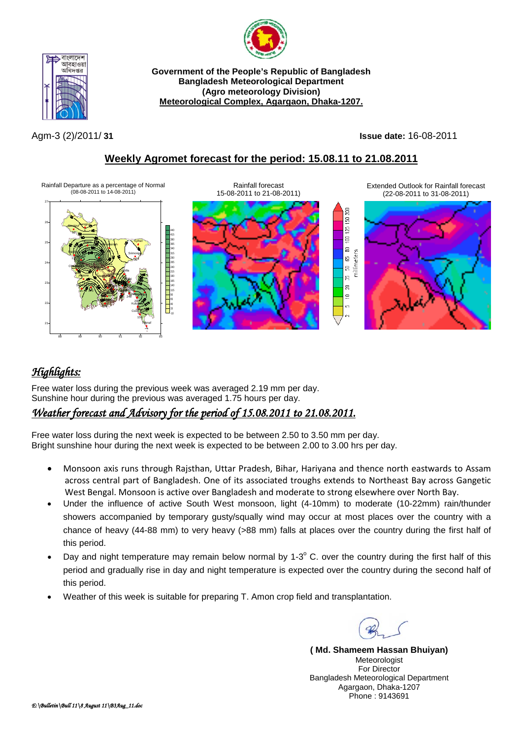**Government of the People's Republic of Bangladesh**
**Bangladesh Meteorological Department**
**(Agro meteorology Division)**
**Meteorological Complex, Agargaon, Dhaka-1207.**

Agm-3 (2)/2011/ **31**

**Issue date:** 16-08-2011

## Weekly Agromet forecast for the period: 15.08.11 to 21.08.2011

Rainfall Departure as a percentage of Normal (08-08-2011 to 14-08-2011)

Rainfall forecast 15-08-2011 to 21-08-2011)

Extended Outlook for Rainfall forecast (22-08-2011 to 31-08-2011)

## *Highlights:*

Free water loss during the previous week was averaged 2.19 mm per day.
Sunshine hour during the previous was averaged 1.75 hours per day.

## *Weather forecast and Advisory for the period of 15.08.2011 to 21.08.2011.*

Free water loss during the next week is expected to be between 2.50 to 3.50 mm per day.
Bright sunshine hour during the next week is expected to be between 2.00 to 3.00 hrs per day.

- Monsoon axis runs through Rajsthan, Uttar Pradesh, Bihar, Hariyana and thence north eastwards to Assam across central part of Bangladesh. One of its associated troughs extends to Northeast Bay across Gangetic West Bengal. Monsoon is active over Bangladesh and moderate to strong elsewhere over North Bay.
- Under the influence of active South West monsoon, light (4-10mm) to moderate (10-22mm) rain/thunder showers accompanied by temporary gusty/squally wind may occur at most places over the country with a chance of heavy (44-88 mm) to very heavy (>88 mm) falls at places over the country during the first half of this period.
- Day and night temperature may remain below normal by 1-3$^{o}$ C. over the country during the first half of this period and gradually rise in day and night temperature is expected over the country during the second half of this period.
- Weather of this week is suitable for preparing T. Amon crop field and transplantation.

**( Md. Shameem Hassan Bhuiyan)**
Meteorologist
For Director
Bangladesh Meteorological Department
Agargaon, Dhaka-1207
Phone : 9143691

*E:\Bulletin\Bull 11\8 August 11\B3Aug_11.doc*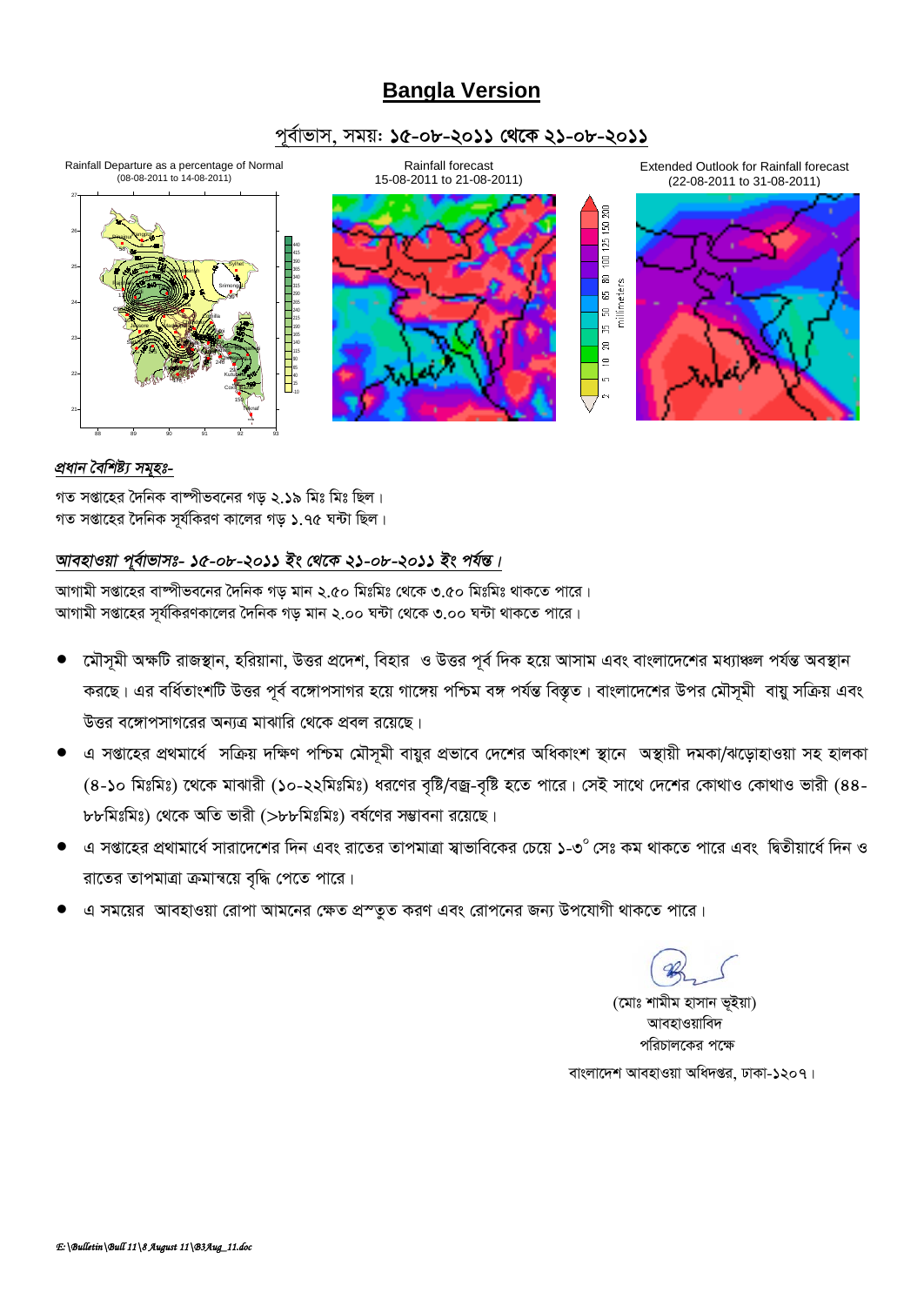# Bangla Version

## পূর্বাভাস, সময়: ১৫-০৮-২০১১ থেকে ২১-০৮-২০১১

Rainfall Departure as a percentage of Normal (08-08-2011 to 14-08-2011)

Rainfall forecast 15-08-2011 to 21-08-2011)

Extended Outlook for Rainfall forecast (22-08-2011 to 31-08-2011)

*প্রধান বৈশিষ্ট্য সমূহঃ-*

গত সপ্তাহের দৈনিক বাষ্পীভবনের গড় ২.১৯ মিঃ মিঃ ছিল।
গত সপ্তাহের দৈনিক সূর্যকিরণ কালের গড় ১.৭৫ ঘন্টা ছিল।

*আবহাওয়া পূর্বাভাসঃ- ১৫-০৮-২০১১ ইং থেকে ২১-০৮-২০১১ ইং পর্যন্ত।*

আগামী সপ্তাহের বাষ্পীভবনের দৈনিক গড় মান ২.৫০ মিঃমিঃ থেকে ৩.৫০ মিঃমিঃ থাকতে পারে।
আগামী সপ্তাহের সূর্যকিরণকালের দৈনিক গড় মান ২.০০ ঘন্টা থেকে ৩.০০ ঘন্টা থাকতে পারে।

- মৌসূমী অক্ষটি রাজস্থান, হরিয়ানা, উত্তর প্রদেশ, বিহার ও উত্তর পূর্ব দিক হয়ে আসাম এবং বাংলাদেশের মধ্যাঞ্চল পর্যন্ত অবস্থান করছে। এর বর্ধিতাংশটি উত্তর পূর্ব বঙ্গোপসাগর হয়ে গাঙ্গেয় পশ্চিম বঙ্গ পর্যন্ত বিস্তৃত। বাংলাদেশের উপর মৌসূমী বায়ু সক্রিয় এবং উত্তর বঙ্গোপসাগরের অন্যত্র মাঝারি থেকে প্রবল রয়েছে।
- এ সপ্তাহের প্রথমার্ধে সক্রিয় দক্ষিণ পশ্চিম মৌসূমী বায়ুর প্রভাবে দেশের অধিকাংশ স্থানে অস্থায়ী দমকা/ঝড়োহাওয়া সহ হালকা (৪-১০ মিঃমিঃ) থেকে মাঝারী (১০-২২মিঃমিঃ) ধরণের বৃষ্টি/বজ্র-বৃষ্টি হতে পারে। সেই সাথে দেশের কোথাও কোথাও ভারী (৪৪-৮৮মিঃমিঃ) থেকে অতি ভারী (>৮৮মিঃমিঃ) বর্ষণের সম্ভাবনা রয়েছে।
- এ সপ্তাহের প্রথামার্ধে সারাদেশের দিন এবং রাতের তাপমাত্রা স্বাভাবিকের চেয়ে ১-৩° সেঃ কম থাকতে পারে এবং দ্বিতীয়ার্ধে দিন ও রাতের তাপমাত্রা ক্রমান্বয়ে বৃদ্ধি পেতে পারে।
- এ সময়ের আবহাওয়া রোপা আমনের ক্ষেত প্রস্তুত করণ এবং রোপনের জন্য উপযোগী থাকতে পারে।

(মোঃ শামীম হাসান ভূইয়া)
আবহাওয়াবিদ
পরিচালকের পক্ষে
বাংলাদেশ আবহাওয়া অধিদপ্তর, ঢাকা-১২০৭।

*E:\Bulletin\Bull 11\8 August 11\B3Aug_11.doc*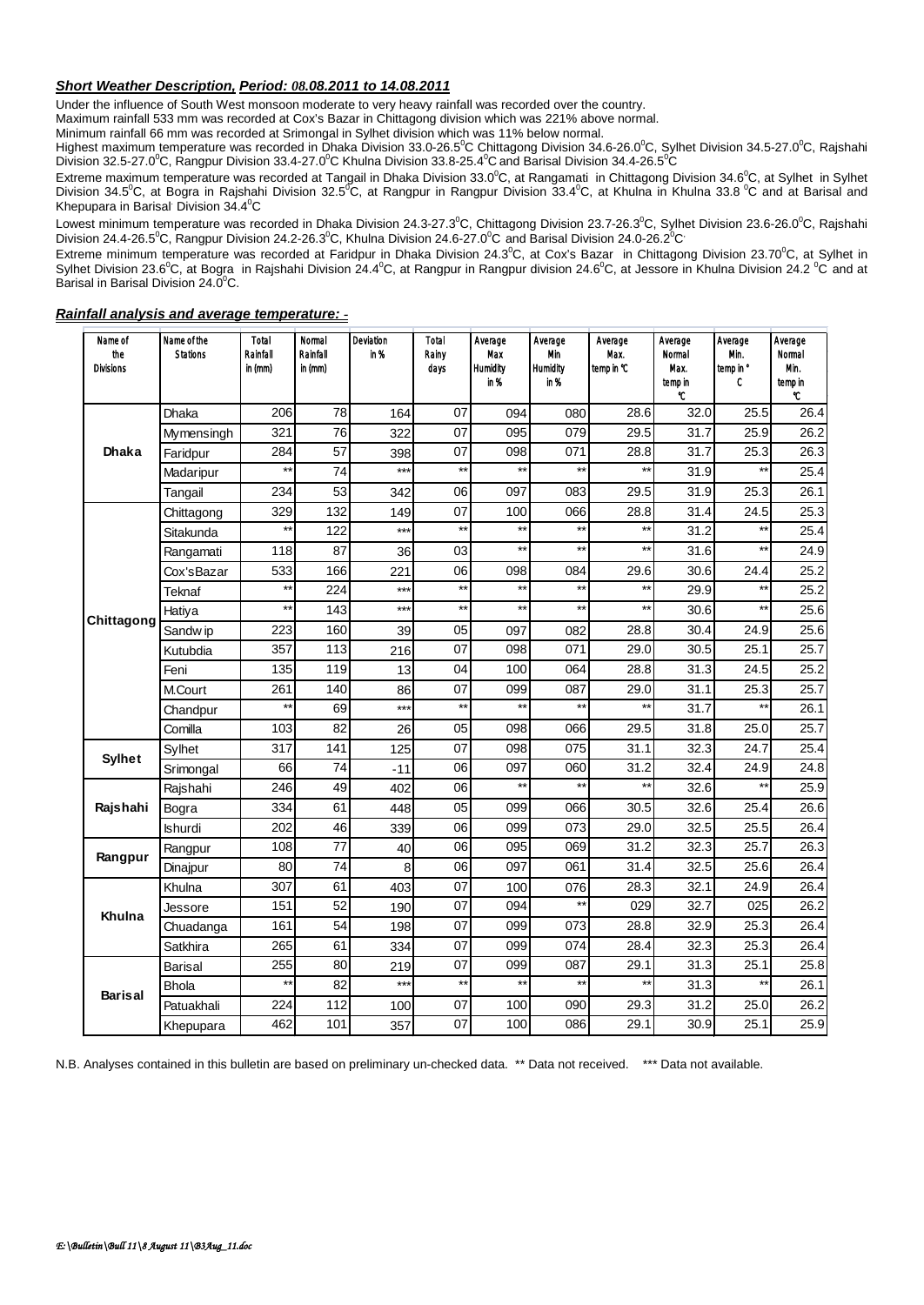***Short Weather Description, Period: 08.08.2011 to 14.08.2011***

Under the influence of South West monsoon moderate to very heavy rainfall was recorded over the country.

Maximum rainfall 533 mm was recorded at Cox's Bazar in Chittagong division which was 221% above normal.

Minimum rainfall 66 mm was recorded at Srimongal in Sylhet division which was 11% below normal.

Highest maximum temperature was recorded in Dhaka Division 33.0-26.5$^0$C Chittagong Division 34.6-26.0$^0$C, Sylhet Division 34.5-27.0$^0$C, Rajshahi Division 32.5-27.0$^0$C, Rangpur Division 33.4-27.0$^0$C Khulna Division 33.8-25.4$^0$C and Barisal Division 34.4-26.5$^0$C

Extreme maximum temperature was recorded at Tangail in Dhaka Division 33.0$^0$C, at Rangamati in Chittagong Division 34.6$^0$C, at Sylhet in Sylhet Division 34.5$^0$C, at Bogra in Rajshahi Division 32.5$^0$C, at Rangpur in Rangpur Division 33.4$^0$C, at Khulna in Khulna 33.8 $^0$C and at Barisal and Khepupara in Barisal Division 34.4$^0$C

Lowest minimum temperature was recorded in Dhaka Division 24.3-27.3$^0$C, Chittagong Division 23.7-26.3$^0$C, Sylhet Division 23.6-26.0$^0$C, Rajshahi Division 24.4-26.5$^0$C, Rangpur Division 24.2-26.3$^0$C, Khulna Division 24.6-27.0$^0$C and Barisal Division 24.0-26.2$^0$C.

Extreme minimum temperature was recorded at Faridpur in Dhaka Division 24.3$^0$C, at Cox's Bazar in Chittagong Division 23.70$^0$C, at Sylhet in Sylhet Division 23.6$^0$C, at Bogra in Rajshahi Division 24.4$^0$C, at Rangpur in Rangpur division 24.6$^0$C, at Jessore in Khulna Division 24.2 $^0$C and at Barisal in Barisal Division 24.0$^0$C.

***Rainfall analysis and average temperature: -***

| Name of the Divisions | Name of the Stations | Total Rainfall in (mm) | Normal Rainfall in (mm) | Deviation in % | Total Rainy days | Average Max Humidity in % | Average Min Humidity in % | Average Max. temp in ℃ | Average Normal Max. temp in ℃ | Average Min. temp in ° C | Average Normal Min. temp in ℃ |
|---|---|---|---|---|---|---|---|---|---|---|---|
| Dhaka | Dhaka | 206 | 78 | 164 | 07 | 094 | 080 | 28.6 | 32.0 | 25.5 | 26.4 |
| | Mymensingh | 321 | 76 | 322 | 07 | 095 | 079 | 29.5 | 31.7 | 25.9 | 26.2 |
| | Faridpur | 284 | 57 | 398 | 07 | 098 | 071 | 28.8 | 31.7 | 25.3 | 26.3 |
| | Madaripur | ** | 74 | *** | ** | ** | ** | ** | 31.9 | ** | 25.4 |
| | Tangail | 234 | 53 | 342 | 06 | 097 | 083 | 29.5 | 31.9 | 25.3 | 26.1 |
| Chittagong | Chittagong | 329 | 132 | 149 | 07 | 100 | 066 | 28.8 | 31.4 | 24.5 | 25.3 |
| | Sitakunda | ** | 122 | *** | ** | ** | ** | ** | 31.2 | ** | 25.4 |
| | Rangamati | 118 | 87 | 36 | 03 | ** | ** | ** | 31.6 | ** | 24.9 |
| | Cox'sBazar | 533 | 166 | 221 | 06 | 098 | 084 | 29.6 | 30.6 | 24.4 | 25.2 |
| | Teknaf | ** | 224 | *** | ** | ** | ** | ** | 29.9 | ** | 25.2 |
| | Hatiya | ** | 143 | *** | ** | ** | ** | ** | 30.6 | ** | 25.6 |
| | Sandwip | 223 | 160 | 39 | 05 | 097 | 082 | 28.8 | 30.4 | 24.9 | 25.6 |
| | Kutubdia | 357 | 113 | 216 | 07 | 098 | 071 | 29.0 | 30.5 | 25.1 | 25.7 |
| | Feni | 135 | 119 | 13 | 04 | 100 | 064 | 28.8 | 31.3 | 24.5 | 25.2 |
| | M.Court | 261 | 140 | 86 | 07 | 099 | 087 | 29.0 | 31.1 | 25.3 | 25.7 |
| | Chandpur | ** | 69 | *** | ** | ** | ** | ** | 31.7 | ** | 26.1 |
| | Comilla | 103 | 82 | 26 | 05 | 098 | 066 | 29.5 | 31.8 | 25.0 | 25.7 |
| Sylhet | Sylhet | 317 | 141 | 125 | 07 | 098 | 075 | 31.1 | 32.3 | 24.7 | 25.4 |
| | Srimongal | 66 | 74 | -11 | 06 | 097 | 060 | 31.2 | 32.4 | 24.9 | 24.8 |
| Rajshahi | Rajshahi | 246 | 49 | 402 | 06 | ** | ** | ** | 32.6 | ** | 25.9 |
| | Bogra | 334 | 61 | 448 | 05 | 099 | 066 | 30.5 | 32.6 | 25.4 | 26.6 |
| | Ishurdi | 202 | 46 | 339 | 06 | 099 | 073 | 29.0 | 32.5 | 25.5 | 26.4 |
| Rangpur | Rangpur | 108 | 77 | 40 | 06 | 095 | 069 | 31.2 | 32.3 | 25.7 | 26.3 |
| | Dinajpur | 80 | 74 | 8 | 06 | 097 | 061 | 31.4 | 32.5 | 25.6 | 26.4 |
| Khulna | Khulna | 307 | 61 | 403 | 07 | 100 | 076 | 28.3 | 32.1 | 24.9 | 26.4 |
| | Jessore | 151 | 52 | 190 | 07 | 094 | ** | 029 | 32.7 | 025 | 26.2 |
| | Chuadanga | 161 | 54 | 198 | 07 | 099 | 073 | 28.8 | 32.9 | 25.3 | 26.4 |
| | Satkhira | 265 | 61 | 334 | 07 | 099 | 074 | 28.4 | 32.3 | 25.3 | 26.4 |
| Barisal | Barisal | 255 | 80 | 219 | 07 | 099 | 087 | 29.1 | 31.3 | 25.1 | 25.8 |
| | Bhola | ** | 82 | *** | ** | ** | ** | ** | 31.3 | ** | 26.1 |
| | Patuakhali | 224 | 112 | 100 | 07 | 100 | 090 | 29.3 | 31.2 | 25.0 | 26.2 |
| | Khepupara | 462 | 101 | 357 | 07 | 100 | 086 | 29.1 | 30.9 | 25.1 | 25.9 |

N.B. Analyses contained in this bulletin are based on preliminary un-checked data. ** Data not received. *** Data not available.